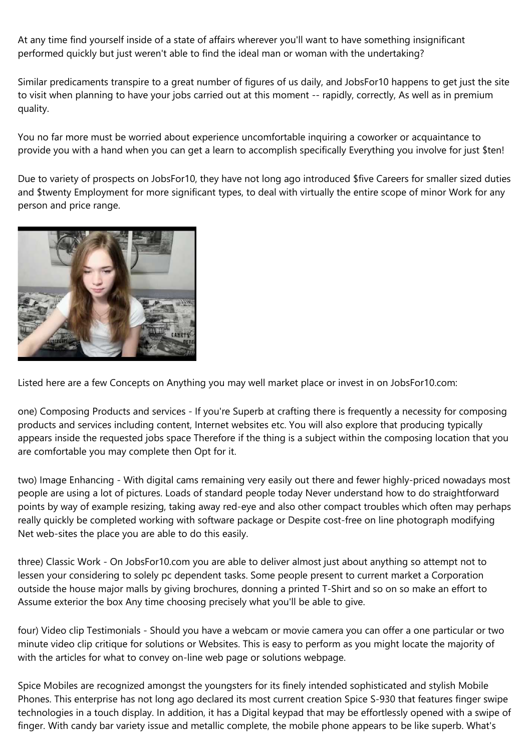At any time find yourself inside of a state of affairs wherever you'll want to have something insignificant performed quickly but just weren't able to find the ideal man or woman with the undertaking?

Similar predicaments transpire to a great number of figures of us daily, and JobsFor10 happens to get just the site to visit when planning to have your jobs carried out at this moment -- rapidly, correctly, As well as in premium quality.

You no far more must be worried about experience uncomfortable inquiring a coworker or acquaintance to provide you with a hand when you can get a learn to accomplish specifically Everything you involve for just $ten!

Due to variety of prospects on JobsFor10, they have not long ago introduced $five Careers for smaller sized duties and $twenty Employment for more significant types, to deal with virtually the entire scope of minor Work for any person and price range.

Listed here are a few Concepts on Anything you may well market place or invest in on JobsFor10.com:

one) Composing Products and services - If you're Superb at crafting there is frequently a necessity for composing products and services including content, Internet websites etc. You will also explore that producing typically appears inside the requested jobs space Therefore if the thing is a subject within the composing location that you are comfortable you may complete then Opt for it.

two) Image Enhancing - With digital cams remaining very easily out there and fewer highly-priced nowadays most people are using a lot of pictures. Loads of standard people today Never understand how to do straightforward points by way of example resizing, taking away red-eye and also other compact troubles which often may perhaps really quickly be completed working with software package or Despite cost-free on line photograph modifying Net web-sites the place you are able to do this easily.

three) Classic Work - On JobsFor10.com you are able to deliver almost just about anything so attempt not to lessen your considering to solely pc dependent tasks. Some people present to current market a Corporation outside the house major malls by giving brochures, donning a printed T-Shirt and so on so make an effort to Assume exterior the box Any time choosing precisely what you'll be able to give.

four) Video clip Testimonials - Should you have a webcam or movie camera you can offer a one particular or two minute video clip critique for solutions or Websites. This is easy to perform as you might locate the majority of with the articles for what to convey on-line web page or solutions webpage.

Spice Mobiles are recognized amongst the youngsters for its finely intended sophisticated and stylish Mobile Phones. This enterprise has not long ago declared its most current creation Spice S-930 that features finger swipe technologies in a touch display. In addition, it has a Digital keypad that may be effortlessly opened with a swipe of finger. With candy bar variety issue and metallic complete, the mobile phone appears to be like superb. What's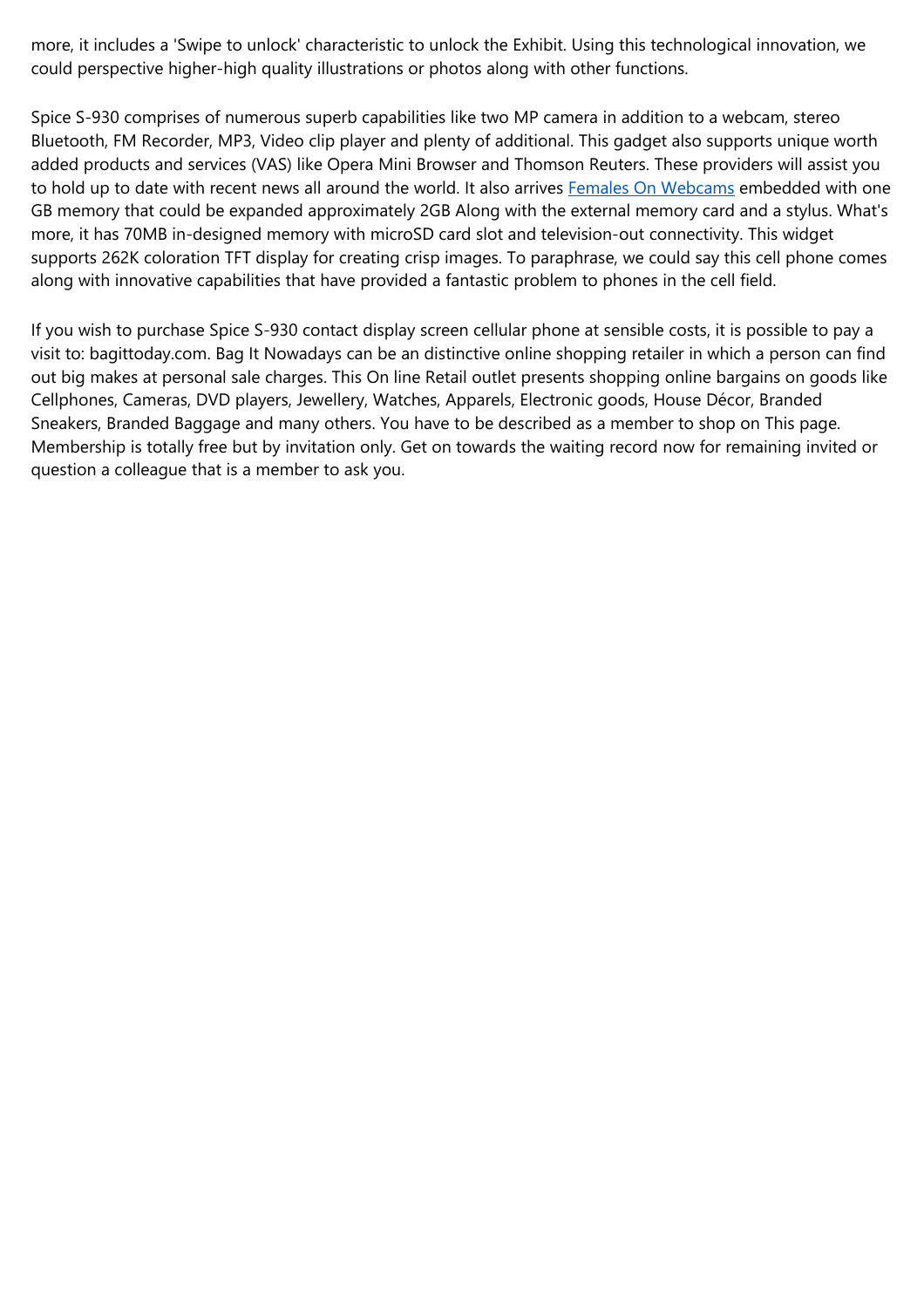more, it includes a 'Swipe to unlock' characteristic to unlock the Exhibit. Using this technological innovation, we could perspective higher-high quality illustrations or photos along with other functions.

Spice S-930 comprises of numerous superb capabilities like two MP camera in addition to a webcam, stereo Bluetooth, FM Recorder, MP3, Video clip player and plenty of additional. This gadget also supports unique worth added products and services (VAS) like Opera Mini Browser and Thomson Reuters. These providers will assist you to hold up to date with recent news all around the world. It also arrives Females On Webcams embedded with one GB memory that could be expanded approximately 2GB Along with the external memory card and a stylus. What's more, it has 70MB in-designed memory with microSD card slot and television-out connectivity. This widget supports 262K coloration TFT display for creating crisp images. To paraphrase, we could say this cell phone comes along with innovative capabilities that have provided a fantastic problem to phones in the cell field.

If you wish to purchase Spice S-930 contact display screen cellular phone at sensible costs, it is possible to pay a visit to: bagittoday.com. Bag It Nowadays can be an distinctive online shopping retailer in which a person can find out big makes at personal sale charges. This On line Retail outlet presents shopping online bargains on goods like Cellphones, Cameras, DVD players, Jewellery, Watches, Apparels, Electronic goods, House Décor, Branded Sneakers, Branded Baggage and many others. You have to be described as a member to shop on This page. Membership is totally free but by invitation only. Get on towards the waiting record now for remaining invited or question a colleague that is a member to ask you.